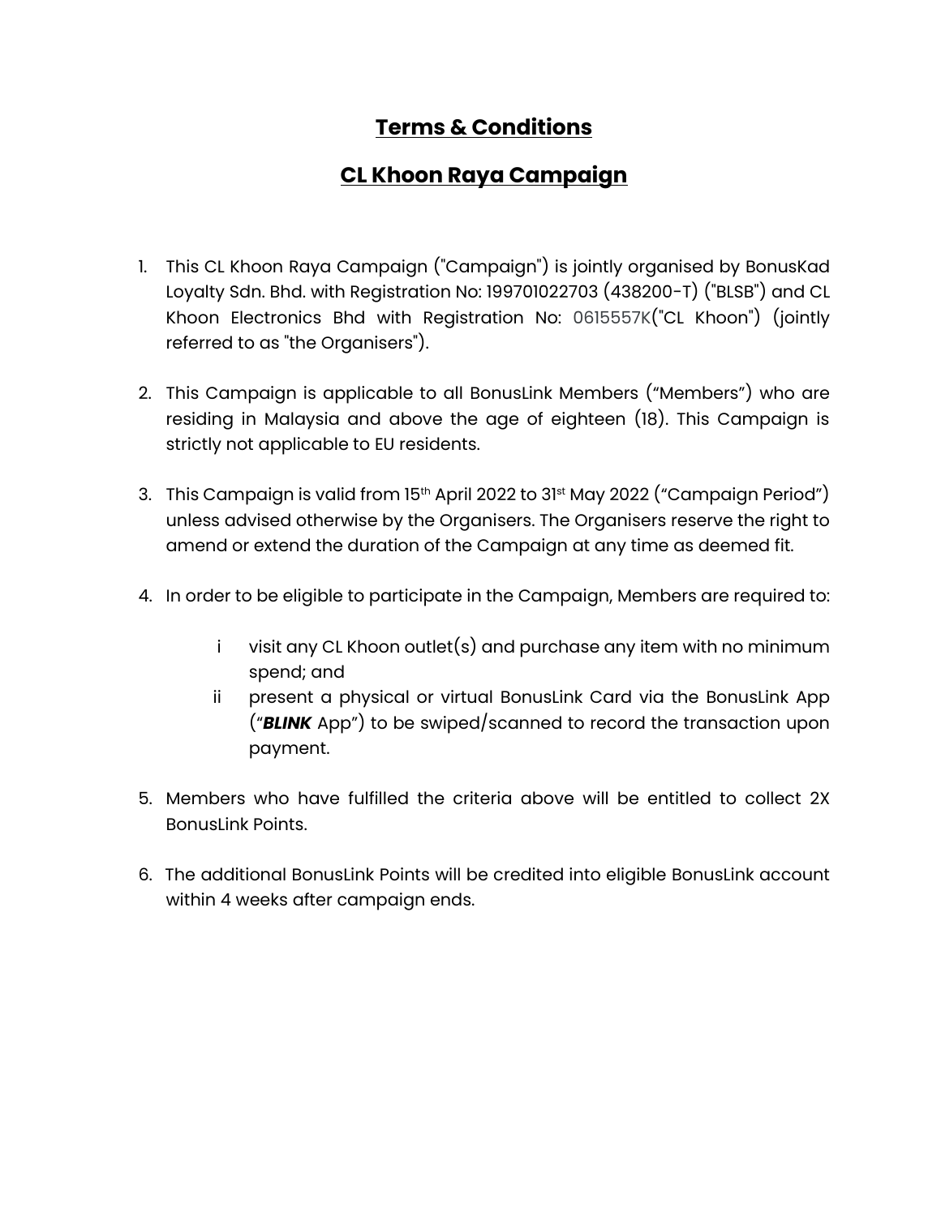# Terms & Conditions

# CL Khoon Raya Campaign

1. This CL Khoon Raya Campaign ("Campaign") is jointly organised by BonusKad Loyalty Sdn. Bhd. with Registration No: 199701022703 (438200-T) ("BLSB") and CL Khoon Electronics Bhd with Registration No: 0615557K("CL Khoon") (jointly referred to as "the Organisers").

2. This Campaign is applicable to all BonusLink Members ("Members") who are residing in Malaysia and above the age of eighteen (18). This Campaign is strictly not applicable to EU residents.

3. This Campaign is valid from 15th April 2022 to 31st May 2022 ("Campaign Period") unless advised otherwise by the Organisers. The Organisers reserve the right to amend or extend the duration of the Campaign at any time as deemed fit.

4. In order to be eligible to participate in the Campaign, Members are required to:

   i. visit any CL Khoon outlet(s) and purchase any item with no minimum spend; and
   
   ii. present a physical or virtual BonusLink Card via the BonusLink App ("***BLINK*** App") to be swiped/scanned to record the transaction upon payment.

5. Members who have fulfilled the criteria above will be entitled to collect 2X BonusLink Points.

6. The additional BonusLink Points will be credited into eligible BonusLink account within 4 weeks after campaign ends.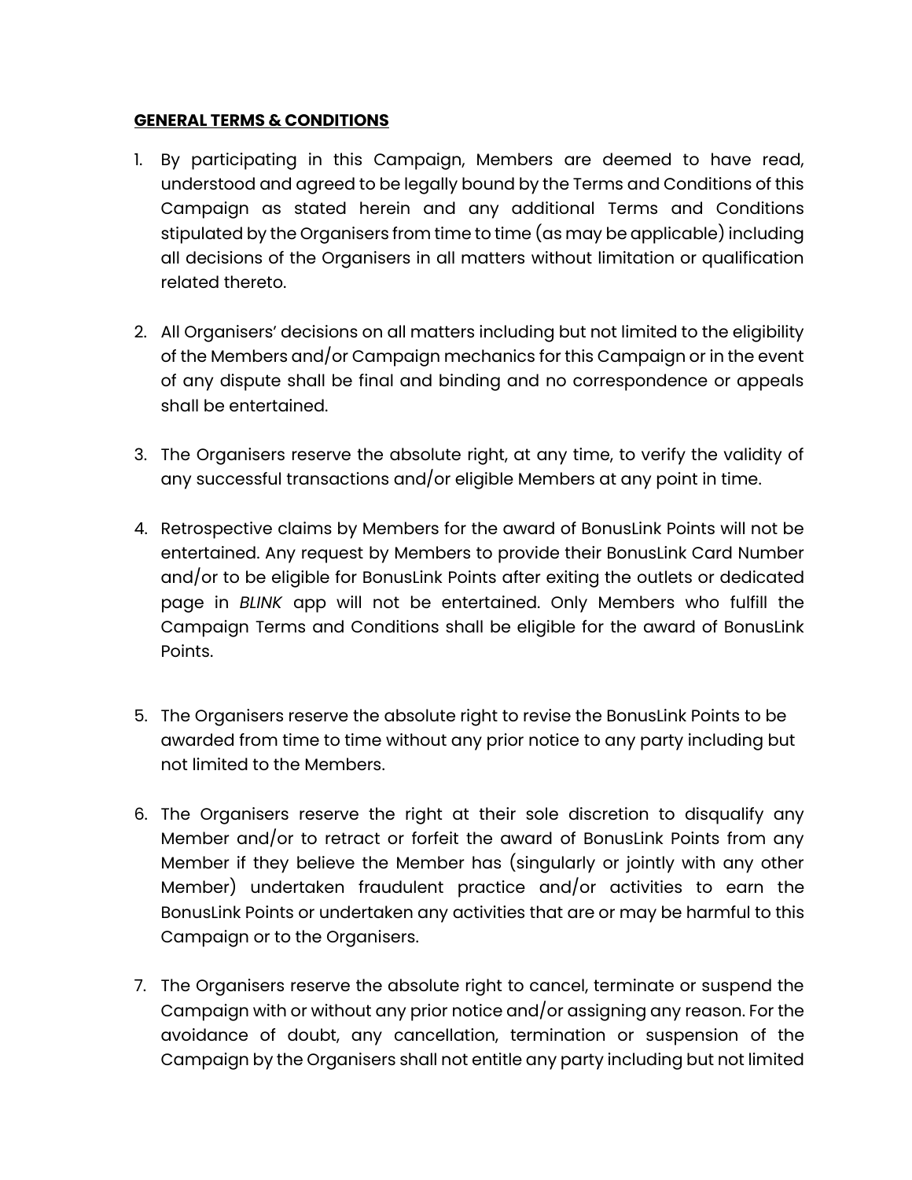**<u>GENERAL TERMS & CONDITIONS</u>**

1. By participating in this Campaign, Members are deemed to have read, understood and agreed to be legally bound by the Terms and Conditions of this Campaign as stated herein and any additional Terms and Conditions stipulated by the Organisers from time to time (as may be applicable) including all decisions of the Organisers in all matters without limitation or qualification related thereto.

2. All Organisers' decisions on all matters including but not limited to the eligibility of the Members and/or Campaign mechanics for this Campaign or in the event of any dispute shall be final and binding and no correspondence or appeals shall be entertained.

3. The Organisers reserve the absolute right, at any time, to verify the validity of any successful transactions and/or eligible Members at any point in time.

4. Retrospective claims by Members for the award of BonusLink Points will not be entertained. Any request by Members to provide their BonusLink Card Number and/or to be eligible for BonusLink Points after exiting the outlets or dedicated page in *BLINK* app will not be entertained. Only Members who fulfill the Campaign Terms and Conditions shall be eligible for the award of BonusLink Points.

5. The Organisers reserve the absolute right to revise the BonusLink Points to be awarded from time to time without any prior notice to any party including but not limited to the Members.

6. The Organisers reserve the right at their sole discretion to disqualify any Member and/or to retract or forfeit the award of BonusLink Points from any Member if they believe the Member has (singularly or jointly with any other Member) undertaken fraudulent practice and/or activities to earn the BonusLink Points or undertaken any activities that are or may be harmful to this Campaign or to the Organisers.

7. The Organisers reserve the absolute right to cancel, terminate or suspend the Campaign with or without any prior notice and/or assigning any reason. For the avoidance of doubt, any cancellation, termination or suspension of the Campaign by the Organisers shall not entitle any party including but not limited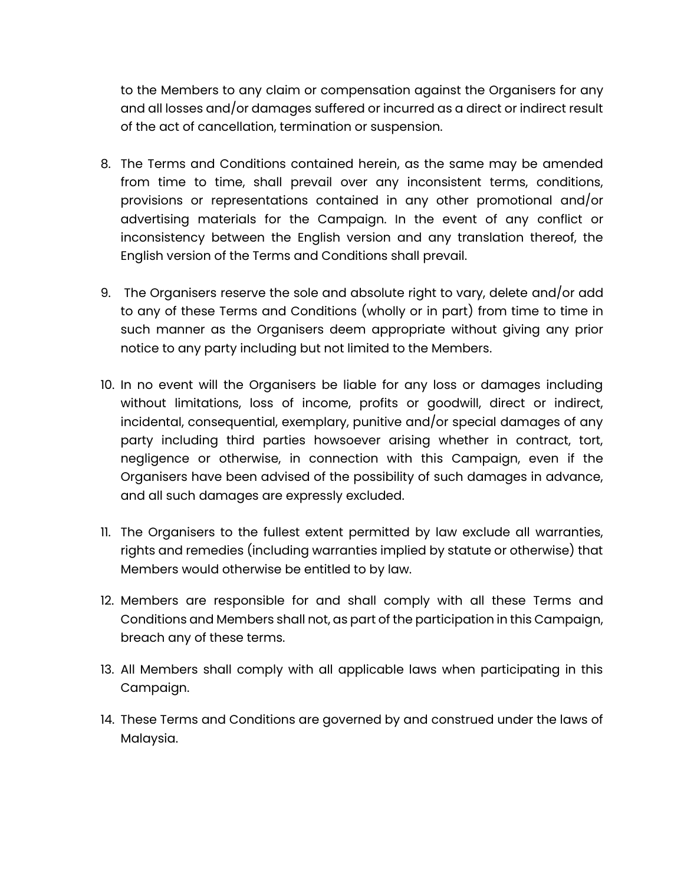to the Members to any claim or compensation against the Organisers for any and all losses and/or damages suffered or incurred as a direct or indirect result of the act of cancellation, termination or suspension.

8. The Terms and Conditions contained herein, as the same may be amended from time to time, shall prevail over any inconsistent terms, conditions, provisions or representations contained in any other promotional and/or advertising materials for the Campaign. In the event of any conflict or inconsistency between the English version and any translation thereof, the English version of the Terms and Conditions shall prevail.

9. The Organisers reserve the sole and absolute right to vary, delete and/or add to any of these Terms and Conditions (wholly or in part) from time to time in such manner as the Organisers deem appropriate without giving any prior notice to any party including but not limited to the Members.

10. In no event will the Organisers be liable for any loss or damages including without limitations, loss of income, profits or goodwill, direct or indirect, incidental, consequential, exemplary, punitive and/or special damages of any party including third parties howsoever arising whether in contract, tort, negligence or otherwise, in connection with this Campaign, even if the Organisers have been advised of the possibility of such damages in advance, and all such damages are expressly excluded.

11. The Organisers to the fullest extent permitted by law exclude all warranties, rights and remedies (including warranties implied by statute or otherwise) that Members would otherwise be entitled to by law.

12. Members are responsible for and shall comply with all these Terms and Conditions and Members shall not, as part of the participation in this Campaign, breach any of these terms.

13. All Members shall comply with all applicable laws when participating in this Campaign.

14. These Terms and Conditions are governed by and construed under the laws of Malaysia.